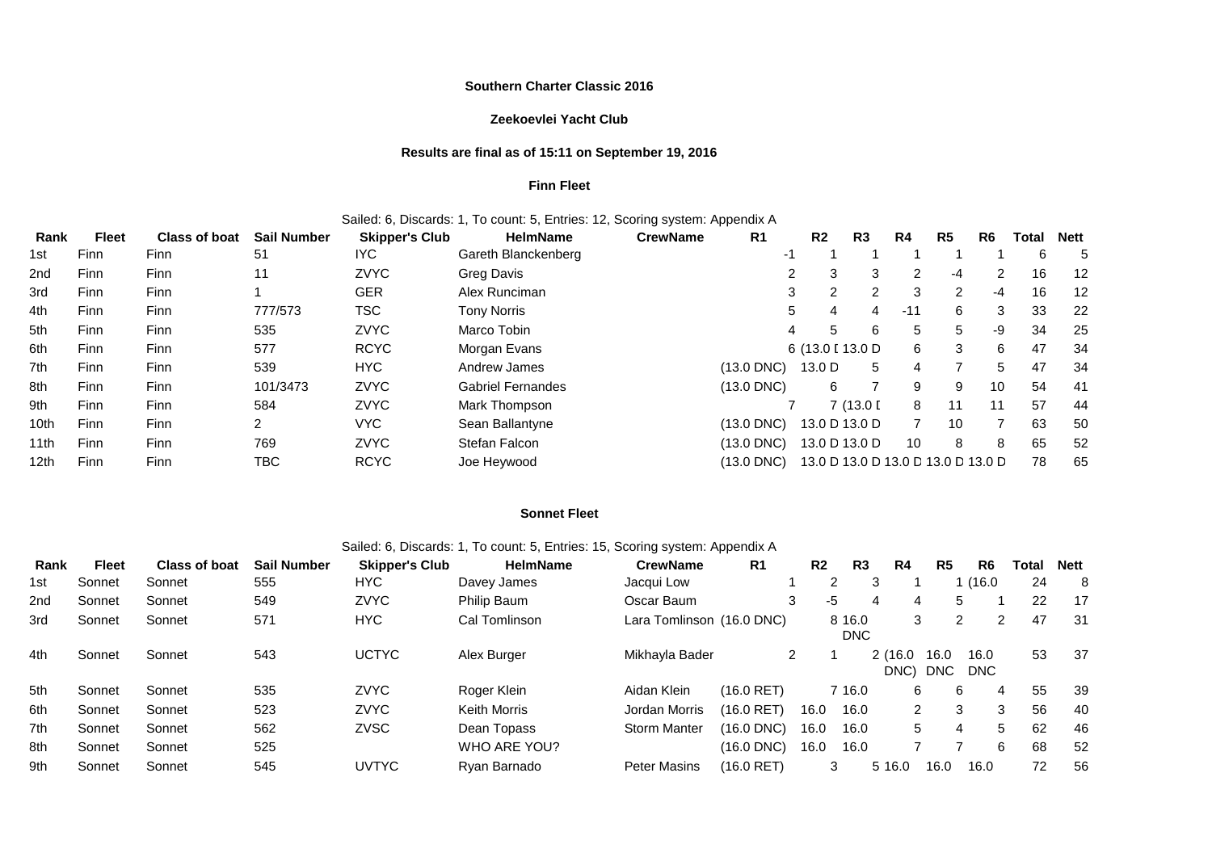**Southern Charter Classic 2016**

**Zeekoevlei Yacht Club**

**Results are final as of 15:11 on September 19, 2016**

**Finn Fleet**

Sailed: 6, Discards: 1, To count: 5, Entries: 12, Scoring system: Appendix A

| Rank | Fleet | Class of boat | Sail Number | Skipper's Club | HelmName | CrewName | R1 | R2 | R3 | R4 | R5 | R6 | Total | Nett |
|---|---|---|---|---|---|---|---|---|---|---|---|---|---|---|
| 1st | Finn | Finn | 51 | IYC | Gareth Blanckenberg | | -1 | 1 | 1 | 1 | 1 | 1 | 6 | 5 |
| 2nd | Finn | Finn | 11 | ZVYC | Greg Davis | | 2 | 3 | 3 | 2 | -4 | 2 | 16 | 12 |
| 3rd | Finn | Finn | 1 | GER | Alex Runciman | | 3 | 2 | 2 | 3 | 2 | -4 | 16 | 12 |
| 4th | Finn | Finn | 777/573 | TSC | Tony Norris | | 5 | 4 | 4 | -11 | 6 | 3 | 33 | 22 |
| 5th | Finn | Finn | 535 | ZVYC | Marco Tobin | | 4 | 5 | 6 | 5 | 5 | -9 | 34 | 25 |
| 6th | Finn | Finn | 577 | RCYC | Morgan Evans | | 6 | (13.0 [ | 13.0 D | 6 | 3 | 6 | 47 | 34 |
| 7th | Finn | Finn | 539 | HYC | Andrew James | | (13.0 DNC) | 13.0 D | 5 | 4 | 7 | 5 | 47 | 34 |
| 8th | Finn | Finn | 101/3473 | ZVYC | Gabriel Fernandes | | (13.0 DNC) | 6 | 7 | 9 | 9 | 10 | 54 | 41 |
| 9th | Finn | Finn | 584 | ZVYC | Mark Thompson | | 7 | 7 | (13.0 [ | 8 | 11 | 11 | 57 | 44 |
| 10th | Finn | Finn | 2 | VYC | Sean Ballantyne | | (13.0 DNC) | 13.0 D | 13.0 D | 7 | 10 | 7 | 63 | 50 |
| 11th | Finn | Finn | 769 | ZVYC | Stefan Falcon | | (13.0 DNC) | 13.0 D | 13.0 D | 10 | 8 | 8 | 65 | 52 |
| 12th | Finn | Finn | TBC | RCYC | Joe Heywood | | (13.0 DNC) | 13.0 D | 13.0 D | 13.0 D | 13.0 D | 13.0 D | 78 | 65 |

**Sonnet Fleet**

Sailed: 6, Discards: 1, To count: 5, Entries: 15, Scoring system: Appendix A

| Rank | Fleet | Class of boat | Sail Number | Skipper's Club | HelmName | CrewName | R1 | R2 | R3 | R4 | R5 | R6 | Total | Nett |
|---|---|---|---|---|---|---|---|---|---|---|---|---|---|---|
| 1st | Sonnet | Sonnet | 555 | HYC | Davey James | Jacqui Low | 1 | 2 | 3 | 1 | 1 | (16.0 | 24 | 8 |
| 2nd | Sonnet | Sonnet | 549 | ZVYC | Philip Baum | Oscar Baum | 3 | -5 | 4 | 4 | 5 | 1 | 22 | 17 |
| 3rd | Sonnet | Sonnet | 571 | HYC | Cal Tomlinson | Lara Tomlinson | (16.0 DNC) | 8 | 16.0 DNC | 3 | 2 | 2 | 47 | 31 |
| 4th | Sonnet | Sonnet | 543 | UCTYC | Alex Burger | Mikhayla Bader | 2 | 1 | 2 | (16.0 DNC) | 16.0 DNC | 16.0 DNC | 53 | 37 |
| 5th | Sonnet | Sonnet | 535 | ZVYC | Roger Klein | Aidan Klein | (16.0 RET) | 7 | 16.0 | 6 | 6 | 4 | 55 | 39 |
| 6th | Sonnet | Sonnet | 523 | ZVYC | Keith Morris | Jordan Morris | (16.0 RET) | 16.0 | 16.0 | 2 | 3 | 3 | 56 | 40 |
| 7th | Sonnet | Sonnet | 562 | ZVSC | Dean Topass | Storm Manter | (16.0 DNC) | 16.0 | 16.0 | 5 | 4 | 5 | 62 | 46 |
| 8th | Sonnet | Sonnet | 525 | | WHO ARE YOU? | | (16.0 DNC) | 16.0 | 16.0 | 7 | 7 | 6 | 68 | 52 |
| 9th | Sonnet | Sonnet | 545 | UVTYC | Ryan Barnado | Peter Masins | (16.0 RET) | 3 | 5 | 16.0 | 16.0 | 16.0 | 72 | 56 |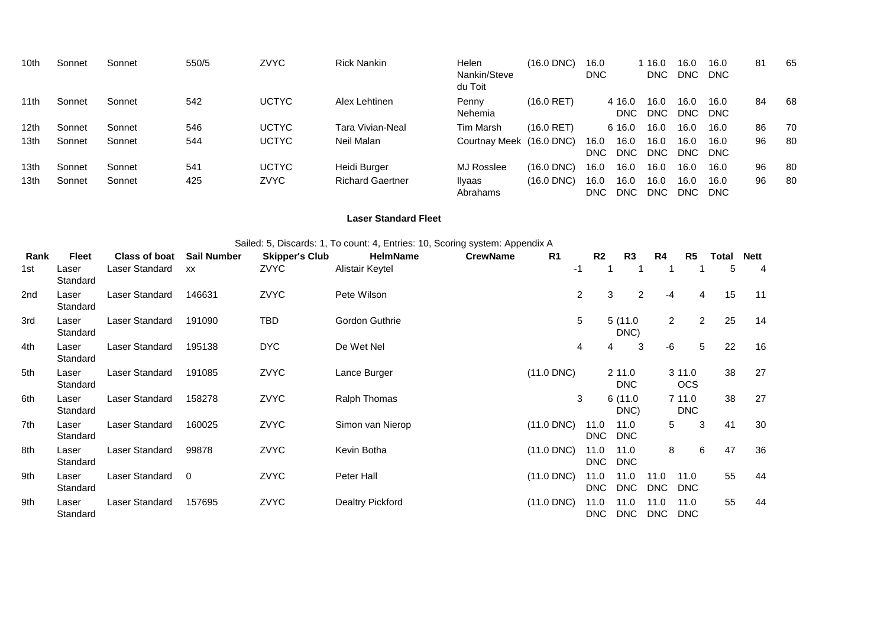| Rank | Fleet | Class of boat | Sail Number | Skipper's Club | HelmName | CrewName | R1 | R2 | R3 | R4 | R5 | R6 | Total | Nett |
|---|---|---|---|---|---|---|---|---|---|---|---|---|---|---|
| 10th | Sonnet | Sonnet | 550/5 | ZVYC | Rick Nankin | Helen Nankin/Steve du Toit | (16.0 DNC) | 16.0 DNC | 1 | 16.0 DNC | 16.0 DNC | 16.0 DNC | 81 | 65 |
| 11th | Sonnet | Sonnet | 542 | UCTYC | Alex Lehtinen | Penny Nehemia | (16.0 RET) | 4 | 16.0 DNC | 16.0 DNC | 16.0 DNC | 16.0 DNC | 84 | 68 |
| 12th | Sonnet | Sonnet | 546 | UCTYC | Tara Vivian-Neal | Tim Marsh | (16.0 RET) | 6 | 16.0 | 16.0 | 16.0 | 16.0 | 86 | 70 |
| 13th | Sonnet | Sonnet | 544 | UCTYC | Neil Malan | Courtnay Meek | (16.0 DNC) | 16.0 DNC | 16.0 DNC | 16.0 DNC | 16.0 DNC | 16.0 DNC | 96 | 80 |
| 13th | Sonnet | Sonnet | 541 | UCTYC | Heidi Burger | MJ Rosslee | (16.0 DNC) | 16.0 | 16.0 | 16.0 | 16.0 | 16.0 | 96 | 80 |
| 13th | Sonnet | Sonnet | 425 | ZVYC | Richard Gaertner | Ilyaas Abrahams | (16.0 DNC) | 16.0 DNC | 16.0 DNC | 16.0 DNC | 16.0 DNC | 16.0 DNC | 96 | 80 |

**Laser Standard Fleet**

Sailed: 5, Discards: 1, To count: 4, Entries: 10, Scoring system: Appendix A

| Rank | Fleet | Class of boat | Sail Number | Skipper's Club | HelmName | CrewName | R1 | R2 | R3 | R4 | R5 | Total | Nett |
|---|---|---|---|---|---|---|---|---|---|---|---|---|---|
| 1st | Laser Standard | Laser Standard | xx | ZVYC | Alistair Keytel | | -1 | 1 | 1 | 1 | 1 | 5 | 4 |
| 2nd | Laser Standard | Laser Standard | 146631 | ZVYC | Pete Wilson | | 2 | 3 | 2 | -4 | 4 | 15 | 11 |
| 3rd | Laser Standard | Laser Standard | 191090 | TBD | Gordon Guthrie | | 5 | 5 | (11.0 DNC) | 2 | 2 | 25 | 14 |
| 4th | Laser Standard | Laser Standard | 195138 | DYC | De Wet Nel | | 4 | 4 | 3 | -6 | 5 | 22 | 16 |
| 5th | Laser Standard | Laser Standard | 191085 | ZVYC | Lance Burger | | (11.0 DNC) | 2 | 11.0 DNC | 3 | 11.0 OCS | 38 | 27 |
| 6th | Laser Standard | Laser Standard | 158278 | ZVYC | Ralph Thomas | | 3 | 6 | (11.0 DNC) | 7 | 11.0 DNC | 38 | 27 |
| 7th | Laser Standard | Laser Standard | 160025 | ZVYC | Simon van Nierop | | (11.0 DNC) | 11.0 DNC | 11.0 DNC | 5 | 3 | 41 | 30 |
| 8th | Laser Standard | Laser Standard | 99878 | ZVYC | Kevin Botha | | (11.0 DNC) | 11.0 DNC | 11.0 DNC | 8 | 6 | 47 | 36 |
| 9th | Laser Standard | Laser Standard | 0 | ZVYC | Peter Hall | | (11.0 DNC) | 11.0 DNC | 11.0 DNC | 11.0 DNC | 11.0 DNC | 55 | 44 |
| 9th | Laser Standard | Laser Standard | 157695 | ZVYC | Dealtry Pickford | | (11.0 DNC) | 11.0 DNC | 11.0 DNC | 11.0 DNC | 11.0 DNC | 55 | 44 |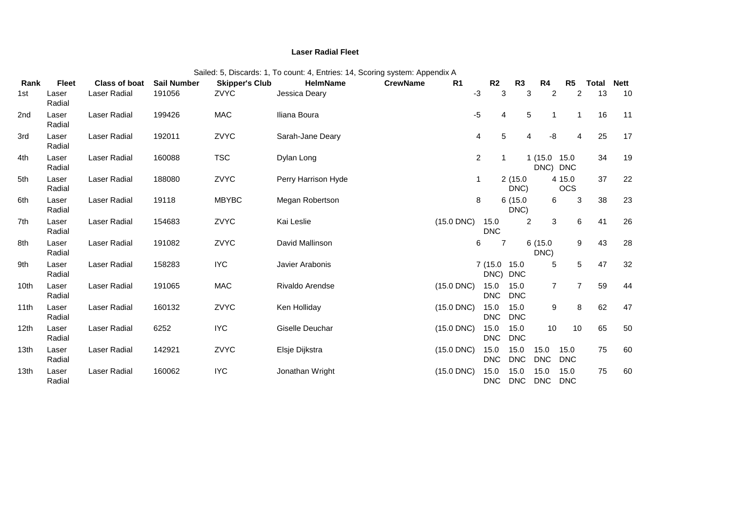**Laser Radial Fleet**

Sailed: 5, Discards: 1, To count: 4, Entries: 14, Scoring system: Appendix A

| Rank | Fleet | Class of boat | Sail Number | Skipper's Club | HelmName | CrewName | R1 | R2 | R3 | R4 | R5 | Total | Nett |
|---|---|---|---|---|---|---|---|---|---|---|---|---|---|
| 1st | Laser Radial | Laser Radial | 191056 | ZVYC | Jessica Deary | | -3 | 3 | 3 | 2 | 2 | 13 | 10 |
| 2nd | Laser Radial | Laser Radial | 199426 | MAC | Iliana Boura | | -5 | 4 | 5 | 1 | 1 | 16 | 11 |
| 3rd | Laser Radial | Laser Radial | 192011 | ZVYC | Sarah-Jane Deary | | 4 | 5 | 4 | -8 | 4 | 25 | 17 |
| 4th | Laser Radial | Laser Radial | 160088 | TSC | Dylan Long | | 2 | 1 | 1 | (15.0 DNC) | 15.0 DNC | 34 | 19 |
| 5th | Laser Radial | Laser Radial | 188080 | ZVYC | Perry Harrison Hyde | | 1 | 2 | (15.0 DNC) | 4 | 15.0 OCS | 37 | 22 |
| 6th | Laser Radial | Laser Radial | 19118 | MBYBC | Megan Robertson | | 8 | 6 | (15.0 DNC) | 6 | 3 | 38 | 23 |
| 7th | Laser Radial | Laser Radial | 154683 | ZVYC | Kai Leslie | | (15.0 DNC) | 15.0 DNC | 2 | 3 | 6 | 41 | 26 |
| 8th | Laser Radial | Laser Radial | 191082 | ZVYC | David Mallinson | | 6 | 7 | 6 | (15.0 DNC) | 9 | 43 | 28 |
| 9th | Laser Radial | Laser Radial | 158283 | IYC | Javier Arabonis | | 7 | (15.0 DNC) | 15.0 DNC | 5 | 5 | 47 | 32 |
| 10th | Laser Radial | Laser Radial | 191065 | MAC | Rivaldo Arendse | | (15.0 DNC) | 15.0 DNC | 15.0 DNC | 7 | 7 | 59 | 44 |
| 11th | Laser Radial | Laser Radial | 160132 | ZVYC | Ken Holliday | | (15.0 DNC) | 15.0 DNC | 15.0 DNC | 9 | 8 | 62 | 47 |
| 12th | Laser Radial | Laser Radial | 6252 | IYC | Giselle Deuchar | | (15.0 DNC) | 15.0 DNC | 15.0 DNC | 10 | 10 | 65 | 50 |
| 13th | Laser Radial | Laser Radial | 142921 | ZVYC | Elsje Dijkstra | | (15.0 DNC) | 15.0 DNC | 15.0 DNC | 15.0 DNC | 15.0 DNC | 75 | 60 |
| 13th | Laser Radial | Laser Radial | 160062 | IYC | Jonathan Wright | | (15.0 DNC) | 15.0 DNC | 15.0 DNC | 15.0 DNC | 15.0 DNC | 75 | 60 |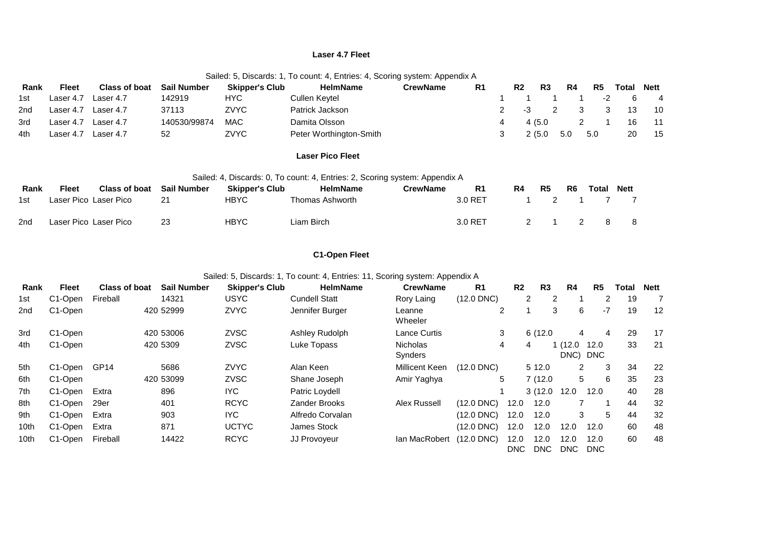### Laser 4.7 Fleet

Sailed: 5, Discards: 1, To count: 4, Entries: 4, Scoring system: Appendix A

| Rank | Fleet | Class of boat | Sail Number | Skipper's Club | HelmName | CrewName | R1 | R2 | R3 | R4 | R5 | Total | Nett |
|---|---|---|---|---|---|---|---|---|---|---|---|---|---|
| 1st | Laser 4.7 | Laser 4.7 | 142919 | HYC | Cullen Keytel | | 1 | 1 | 1 | 1 | -2 | 6 | 4 |
| 2nd | Laser 4.7 | Laser 4.7 | 37113 | ZVYC | Patrick Jackson | | 2 | -3 | 2 | 3 | 3 | 13 | 10 |
| 3rd | Laser 4.7 | Laser 4.7 | 140530/99874 | MAC | Damita Olsson | | 4 | 4 | (5.0 | 2 | 1 | 16 | 11 |
| 4th | Laser 4.7 | Laser 4.7 | 52 | ZVYC | Peter Worthington-Smith | | 3 | 2 | (5.0 | 5.0 | 5.0 | 20 | 15 |

### Laser Pico Fleet

Sailed: 4, Discards: 0, To count: 4, Entries: 2, Scoring system: Appendix A

| Rank | Fleet | Class of boat | Sail Number | Skipper's Club | HelmName | CrewName | R1 | R4 | R5 | R6 | Total | Nett |
|---|---|---|---|---|---|---|---|---|---|---|---|---|
| 1st | Laser Pico | Laser Pico | 21 | HBYC | Thomas Ashworth | | 3.0 RET | 1 | 2 | 1 | 7 | 7 |
| 2nd | Laser Pico | Laser Pico | 23 | HBYC | Liam Birch | | 3.0 RET | 2 | 1 | 2 | 8 | 8 |

### C1-Open Fleet

Sailed: 5, Discards: 1, To count: 4, Entries: 11, Scoring system: Appendix A

| Rank | Fleet | Class of boat | Sail Number | Skipper's Club | HelmName | CrewName | R1 | R2 | R3 | R4 | R5 | Total | Nett |
|---|---|---|---|---|---|---|---|---|---|---|---|---|---|
| 1st | C1-Open | Fireball | 14321 | USYC | Cundell Statt | Rory Laing | (12.0 DNC) | 2 | 2 | 1 | 2 | 19 | 7 |
| 2nd | C1-Open | | 420 52999 | ZVYC | Jennifer Burger | Leanne Wheeler | 2 | 1 | 3 | 6 | -7 | 19 | 12 |
| 3rd | C1-Open | | 420 53006 | ZVSC | Ashley Rudolph | Lance Curtis | 3 | 6 | (12.0 | 4 | 4 | 29 | 17 |
| 4th | C1-Open | | 420 5309 | ZVSC | Luke Topass | Nicholas Synders | 4 | 4 | 1 | (12.0 DNC) | 12.0 DNC | 33 | 21 |
| 5th | C1-Open | GP14 | 5686 | ZVYC | Alan Keen | Millicent Keen | (12.0 DNC) | 5 | 12.0 | 2 | 3 | 34 | 22 |
| 6th | C1-Open | | 420 53099 | ZVSC | Shane Joseph | Amir Yaghya | 5 | 7 | (12.0 | 5 | 6 | 35 | 23 |
| 7th | C1-Open | Extra | 896 | IYC | Patric Loydell | | 1 | 3 | (12.0 | 12.0 | 12.0 | 40 | 28 |
| 8th | C1-Open | 29er | 401 | RCYC | Zander Brooks | Alex Russell | (12.0 DNC) | 12.0 | 12.0 | 7 | 1 | 44 | 32 |
| 9th | C1-Open | Extra | 903 | IYC | Alfredo Corvalan | | (12.0 DNC) | 12.0 | 12.0 | 3 | 5 | 44 | 32 |
| 10th | C1-Open | Extra | 871 | UCTYC | James Stock | | (12.0 DNC) | 12.0 | 12.0 | 12.0 | 12.0 | 60 | 48 |
| 10th | C1-Open | Fireball | 14422 | RCYC | JJ Provoyeur | Ian MacRobert | (12.0 DNC) | 12.0 DNC | 12.0 DNC | 12.0 DNC | 12.0 DNC | 60 | 48 |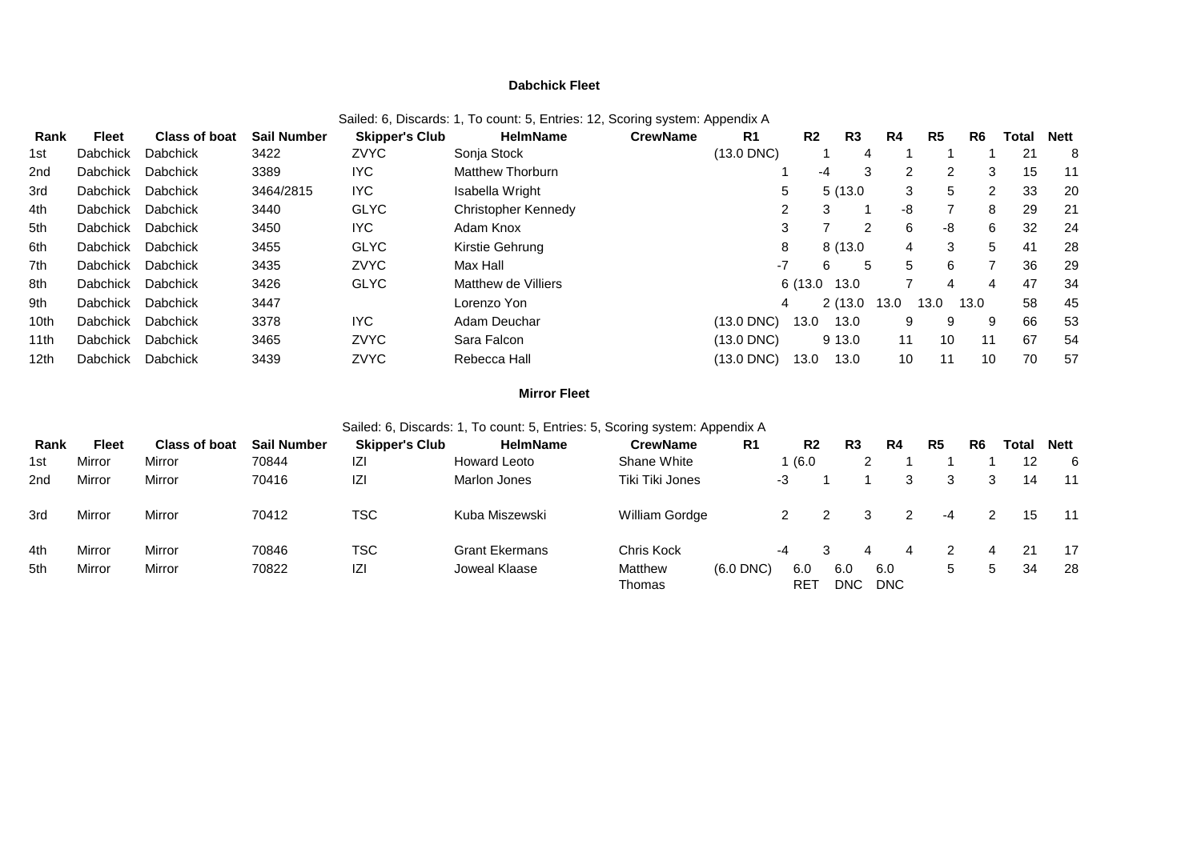### Dabchick Fleet

Sailed: 6, Discards: 1, To count: 5, Entries: 12, Scoring system: Appendix A

| Rank | Fleet | Class of boat | Sail Number | Skipper's Club | HelmName | CrewName | R1 | R2 | R3 | R4 | R5 | R6 | Total | Nett |
|---|---|---|---|---|---|---|---|---|---|---|---|---|---|---|
| 1st | Dabchick | Dabchick | 3422 | ZVYC | Sonja Stock | | (13.0 DNC) | 1 | 4 | 1 | 1 | 1 | 21 | 8 |
| 2nd | Dabchick | Dabchick | 3389 | IYC | Matthew Thorburn | | 1 | -4 | 3 | 2 | 2 | 3 | 15 | 11 |
| 3rd | Dabchick | Dabchick | 3464/2815 | IYC | Isabella Wright | | 5 | 5 | (13.0 | 3 | 5 | 2 | 33 | 20 |
| 4th | Dabchick | Dabchick | 3440 | GLYC | Christopher Kennedy | | 2 | 3 | 1 | -8 | 7 | 8 | 29 | 21 |
| 5th | Dabchick | Dabchick | 3450 | IYC | Adam Knox | | 3 | 7 | 2 | 6 | -8 | 6 | 32 | 24 |
| 6th | Dabchick | Dabchick | 3455 | GLYC | Kirstie Gehrung | | 8 | 8 | (13.0 | 4 | 3 | 5 | 41 | 28 |
| 7th | Dabchick | Dabchick | 3435 | ZVYC | Max Hall | | -7 | 6 | 5 | 5 | 6 | 7 | 36 | 29 |
| 8th | Dabchick | Dabchick | 3426 | GLYC | Matthew de Villiers | | 6 | (13.0 | 13.0 | 7 | 4 | 4 | 47 | 34 |
| 9th | Dabchick | Dabchick | 3447 | | Lorenzo Yon | | 4 | 2 | (13.0 | 13.0 | 13.0 | 13.0 | 58 | 45 |
| 10th | Dabchick | Dabchick | 3378 | IYC | Adam Deuchar | | (13.0 DNC) | 13.0 | 13.0 | 9 | 9 | 9 | 66 | 53 |
| 11th | Dabchick | Dabchick | 3465 | ZVYC | Sara Falcon | | (13.0 DNC) | 9 | 13.0 | 11 | 10 | 11 | 67 | 54 |
| 12th | Dabchick | Dabchick | 3439 | ZVYC | Rebecca Hall | | (13.0 DNC) | 13.0 | 13.0 | 10 | 11 | 10 | 70 | 57 |

### Mirror Fleet

Sailed: 6, Discards: 1, To count: 5, Entries: 5, Scoring system: Appendix A

| Rank | Fleet | Class of boat | Sail Number | Skipper's Club | HelmName | CrewName | R1 | R2 | R3 | R4 | R5 | R6 | Total | Nett |
|---|---|---|---|---|---|---|---|---|---|---|---|---|---|---|
| 1st | Mirror | Mirror | 70844 | IZI | Howard Leoto | Shane White | 1 | (6.0 | 2 | 1 | 1 | 1 | 12 | 6 |
| 2nd | Mirror | Mirror | 70416 | IZI | Marlon Jones | Tiki Tiki Jones | -3 | 1 | 1 | 3 | 3 | 3 | 14 | 11 |
| 3rd | Mirror | Mirror | 70412 | TSC | Kuba Miszewski | William Gordge | 2 | 2 | 3 | 2 | -4 | 2 | 15 | 11 |
| 4th | Mirror | Mirror | 70846 | TSC | Grant Ekermans | Chris Kock | -4 | 3 | 4 | 4 | 2 | 4 | 21 | 17 |
| 5th | Mirror | Mirror | 70822 | IZI | Joweal Klaase | Matthew Thomas | (6.0 DNC) | 6.0 RET | 6.0 DNC | 6.0 DNC | 5 | 5 | 34 | 28 |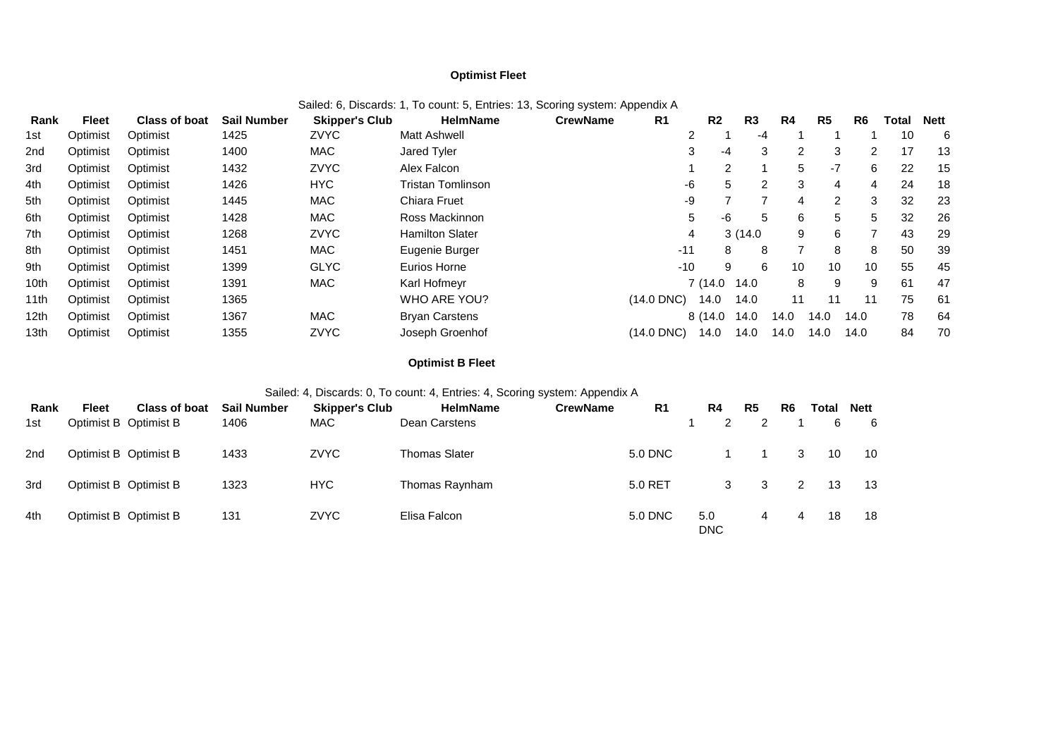### Optimist Fleet

Sailed: 6, Discards: 1, To count: 5, Entries: 13, Scoring system: Appendix A

| Rank | Fleet | Class of boat | Sail Number | Skipper's Club | HelmName | CrewName | R1 | R2 | R3 | R4 | R5 | R6 | Total | Nett |
|---|---|---|---|---|---|---|---|---|---|---|---|---|---|---|
| 1st | Optimist | Optimist | 1425 | ZVYC | Matt Ashwell | | 2 | 1 | -4 | 1 | 1 | 1 | 10 | 6 |
| 2nd | Optimist | Optimist | 1400 | MAC | Jared Tyler | | 3 | -4 | 3 | 2 | 3 | 2 | 17 | 13 |
| 3rd | Optimist | Optimist | 1432 | ZVYC | Alex Falcon | | 1 | 2 | 1 | 5 | -7 | 6 | 22 | 15 |
| 4th | Optimist | Optimist | 1426 | HYC | Tristan Tomlinson | | -6 | 5 | 2 | 3 | 4 | 4 | 24 | 18 |
| 5th | Optimist | Optimist | 1445 | MAC | Chiara Fruet | | -9 | 7 | 7 | 4 | 2 | 3 | 32 | 23 |
| 6th | Optimist | Optimist | 1428 | MAC | Ross Mackinnon | | 5 | -6 | 5 | 6 | 5 | 5 | 32 | 26 |
| 7th | Optimist | Optimist | 1268 | ZVYC | Hamilton Slater | | 4 | 3 | (14.0 | 9 | 6 | 7 | 43 | 29 |
| 8th | Optimist | Optimist | 1451 | MAC | Eugenie Burger | | -11 | 8 | 8 | 7 | 8 | 8 | 50 | 39 |
| 9th | Optimist | Optimist | 1399 | GLYC | Eurios Horne | | -10 | 9 | 6 | 10 | 10 | 10 | 55 | 45 |
| 10th | Optimist | Optimist | 1391 | MAC | Karl Hofmeyr | | 7 | (14.0 | 14.0 | 8 | 9 | 9 | 61 | 47 |
| 11th | Optimist | Optimist | 1365 | | WHO ARE YOU? | | (14.0 DNC) | 14.0 | 14.0 | 11 | 11 | 11 | 75 | 61 |
| 12th | Optimist | Optimist | 1367 | MAC | Bryan Carstens | | 8 | (14.0 | 14.0 | 14.0 | 14.0 | 14.0 | 78 | 64 |
| 13th | Optimist | Optimist | 1355 | ZVYC | Joseph Groenhof | | (14.0 DNC) | 14.0 | 14.0 | 14.0 | 14.0 | 14.0 | 84 | 70 |

### Optimist B Fleet

Sailed: 4, Discards: 0, To count: 4, Entries: 4, Scoring system: Appendix A

| Rank | Fleet | Class of boat | Sail Number | Skipper's Club | HelmName | CrewName | R1 | R4 | R5 | R6 | Total | Nett |
|---|---|---|---|---|---|---|---|---|---|---|---|---|
| 1st | Optimist B | Optimist B | 1406 | MAC | Dean Carstens | | 1 | 2 | 2 | 1 | 6 | 6 |
| 2nd | Optimist B | Optimist B | 1433 | ZVYC | Thomas Slater | | 5.0 DNC | 1 | 1 | 3 | 10 | 10 |
| 3rd | Optimist B | Optimist B | 1323 | HYC | Thomas Raynham | | 5.0 RET | 3 | 3 | 2 | 13 | 13 |
| 4th | Optimist B | Optimist B | 131 | ZVYC | Elisa Falcon | | 5.0 DNC | 5.0 DNC | 4 | 4 | 18 | 18 |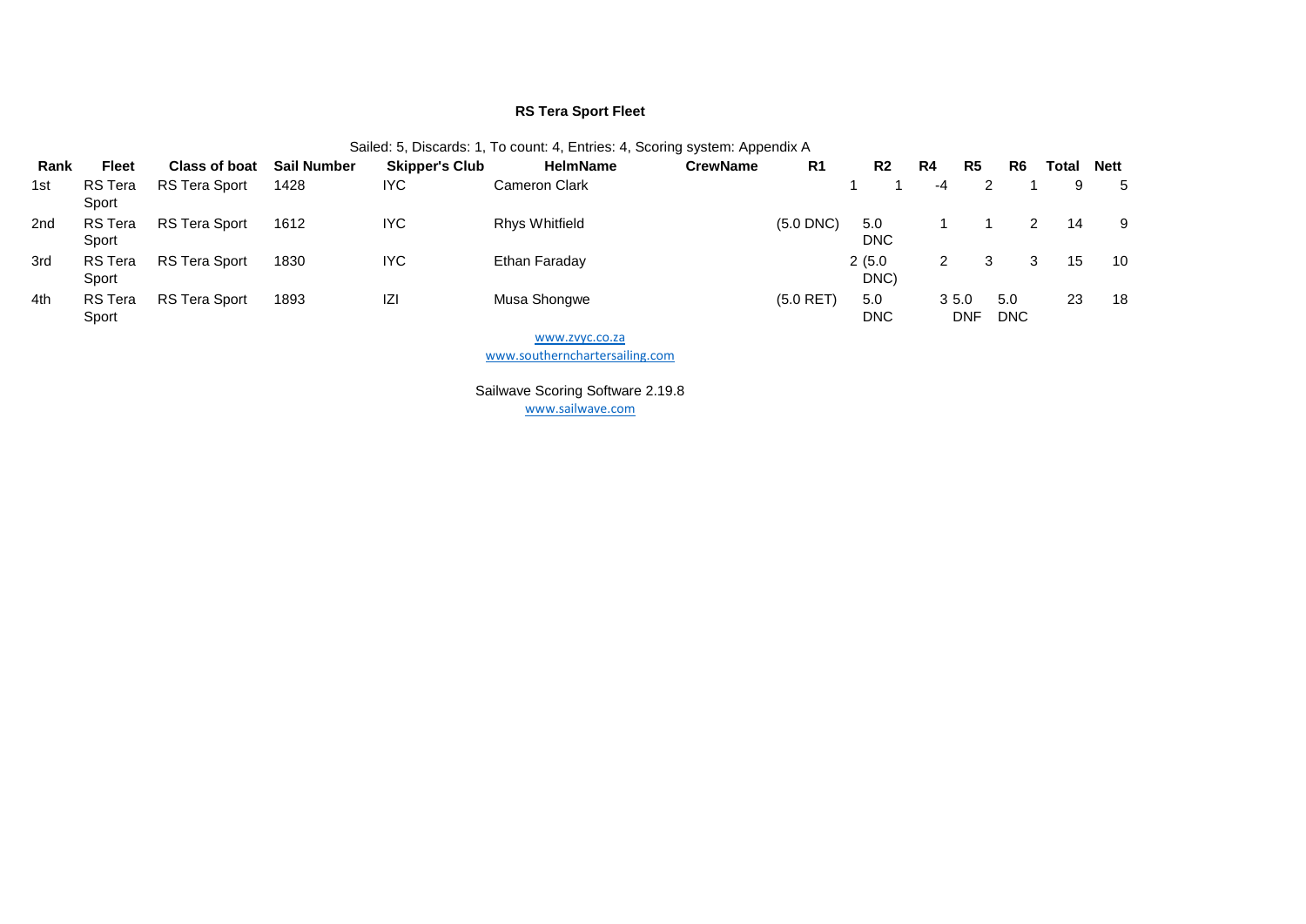### RS Tera Sport Fleet

Sailed: 5, Discards: 1, To count: 4, Entries: 4, Scoring system: Appendix A

| Rank | Fleet | Class of boat | Sail Number | Skipper's Club | HelmName | CrewName | R1 | R2 | R4 | R5 | R6 | Total | Nett |
|---|---|---|---|---|---|---|---|---|---|---|---|---|---|
| 1st | RS Tera Sport | RS Tera Sport | 1428 | IYC | Cameron Clark | | 1 | 1 | -4 | 2 | 1 | 9 | 5 |
| 2nd | RS Tera Sport | RS Tera Sport | 1612 | IYC | Rhys Whitfield | | (5.0 DNC) | 5.0 DNC | 1 | 1 | 2 | 14 | 9 |
| 3rd | RS Tera Sport | RS Tera Sport | 1830 | IYC | Ethan Faraday | | 2 | (5.0 DNC) | 2 | 3 | 3 | 15 | 10 |
| 4th | RS Tera Sport | RS Tera Sport | 1893 | IZI | Musa Shongwe | | (5.0 RET) | 5.0 DNC | 3 | 5.0 DNF | 5.0 DNC | 23 | 18 |

www.zvyc.co.za
www.southernchartersailing.com

Sailwave Scoring Software 2.19.8
www.sailwave.com